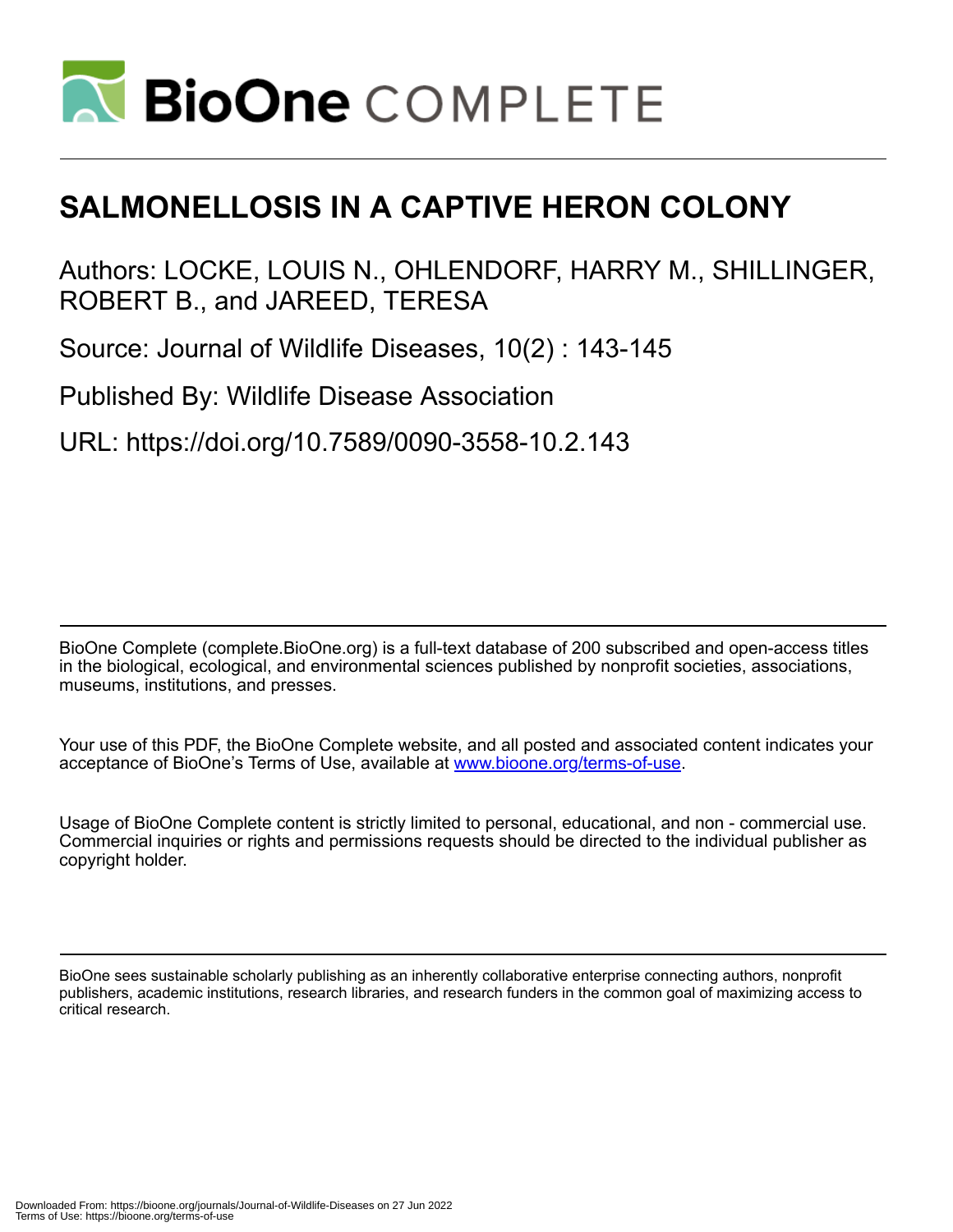# SALMONELLOSIS IN A CAPTIVE HERON COLONY

Authors: LOCKE, LOUIS N., OHLENDORF, HARRY M., SHILLINGER, ROBERT B., and JAREED, TERESA

Source: Journal of Wildlife Diseases, 10(2) : 143-145

Published By: Wildlife Disease Association

URL: https://doi.org/10.7589/0090-3558-10.2.143

BioOne Complete (complete.BioOne.org) is a full-text database of 200 subscribed and open-access titles in the biological, ecological, and environmental sciences published by nonprofit societies, associations, museums, institutions, and presses.

Your use of this PDF, the BioOne Complete website, and all posted and associated content indicates your acceptance of BioOne's Terms of Use, available at www.bioone.org/terms-of-use.

Usage of BioOne Complete content is strictly limited to personal, educational, and non - commercial use. Commercial inquiries or rights and permissions requests should be directed to the individual publisher as copyright holder.

BioOne sees sustainable scholarly publishing as an inherently collaborative enterprise connecting authors, nonprofit publishers, academic institutions, research libraries, and research funders in the common goal of maximizing access to critical research.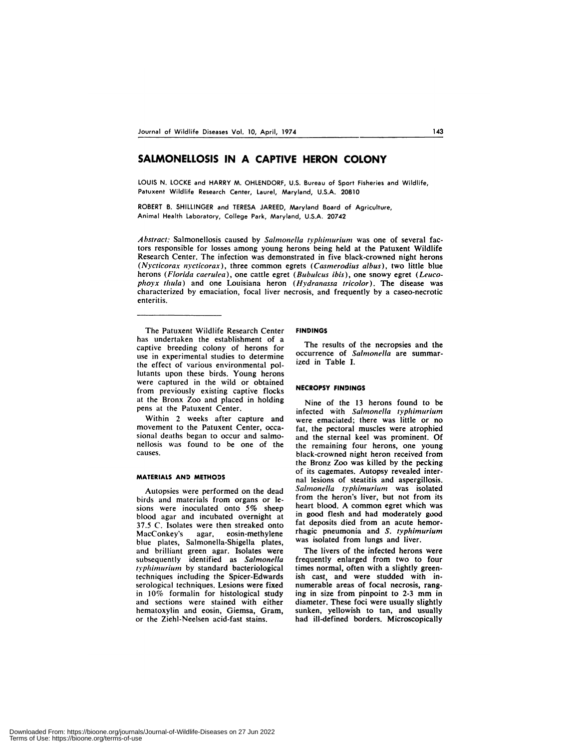# SALMONELLOSIS IN A CAPTIVE HERON COLONY

LOUIS N. LOCKE and HARRY M. OHLENDORF, U.S. Bureau of Sport Fisheries and Wildlife, Patuxent Wildlife Research Center, Laurel, Maryland, U.S.A. 20810

ROBERT B. SHILLINGER and TERESA JAREED, Maryland Board of Agriculture, Animal Health Laboratory, College Park, Maryland, U.S.A. 20742

*Abstract:* Salmonellosis caused by *Salmonella typhimurium* was one of several factors responsible for losses among young herons being held at the Patuxent Wildlife Research Center. The infection was demonstrated in five black-crowned night herons (*Nycticorax nycticorax*), three common egrets (*Casmerodius albus*), two little blue herons (*Florida caerulea*), one cattle egret (*Bubulcus ibis*), one snowy egret (*Leucophoyx thula*) and one Louisiana heron (*Hydranassa tricolor*). The disease was characterized by emaciation, focal liver necrosis, and frequently by a caseo-necrotic enteritis.

---

The Patuxent Wildlife Research Center has undertaken the establishment of a captive breeding colony of herons for use in experimental studies to determine the effect of various environmental pollutants upon these birds. Young herons were captured in the wild or obtained from previously existing captive flocks at the Bronx Zoo and placed in holding pens at the Patuxent Center.

Within 2 weeks after capture and movement to the Patuxent Center, occasional deaths began to occur and salmonellosis was found to be one of the causes.

### MATERIALS AND METHODS

Autopsies were performed on the dead birds and materials from organs or lesions were inoculated onto 5% sheep blood agar and incubated overnight at 37.5 C. Isolates were then streaked onto MacConkey's agar, eosin-methylene blue plates, Salmonella-Shigella plates, and brilliant green agar. Isolates were subsequently identified as *Salmonella typhimurium* by standard bacteriological techniques including the Spicer-Edwards serological techniques. Lesions were fixed in 10% formalin for histological study and sections were stained with either hematoxylin and eosin, Giemsa, Gram, or the Ziehl-Neelsen acid-fast stains.

### FINDINGS

The results of the necropsies and the occurrence of *Salmonella* are summarized in Table I.

### NECROPSY FINDINGS

Nine of the 13 herons found to be infected with *Salmonella typhimurium* were emaciated; there was little or no fat, the pectoral muscles were atrophied and the sternal keel was prominent. Of the remaining four herons, one young black-crowned night heron received from the Bronz Zoo was killed by the pecking of its cagemates. Autopsy revealed internal lesions of steatitis and aspergillosis. *Salmonella typhimurium* was isolated from the heron's liver, but not from its heart blood. A common egret which was in good flesh and had moderately good fat deposits died from an acute hemorrhagic pneumonia and *S. typhimurium* was isolated from lungs and liver.

The livers of the infected herons were frequently enlarged from two to four times normal, often with a slightly greenish cast, and were studded with innumerable areas of focal necrosis, ranging in size from pinpoint to 2-3 mm in diameter. These foci were usually slightly sunken, yellowish to tan, and usually had ill-defined borders. Microscopically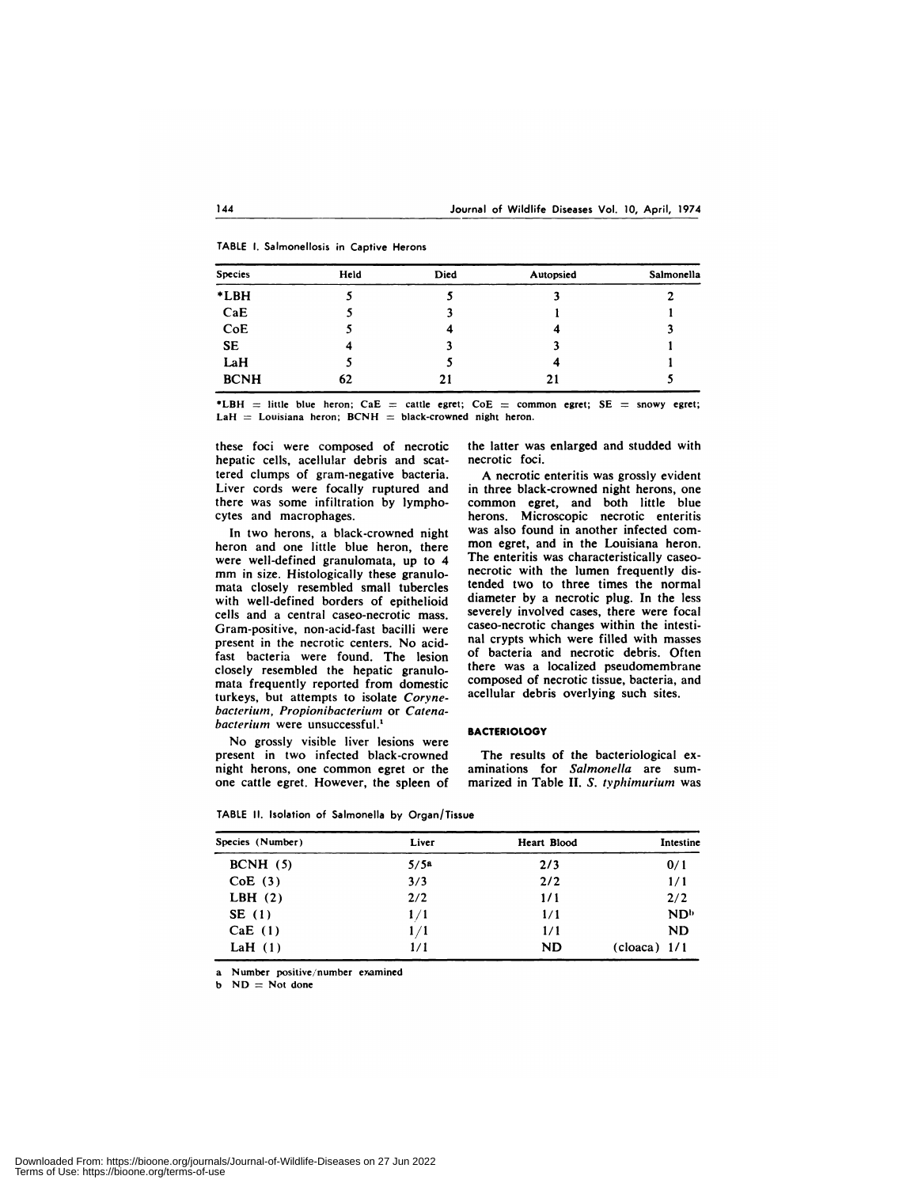TABLE I. Salmonellosis in Captive Herons

| Species | Held | Died | Autopsied | Salmonella |
|---|---|---|---|---|
| *LBH | 5 | 5 | 3 | 2 |
| CaE | 5 | 3 | 1 | 1 |
| CoE | 5 | 4 | 4 | 3 |
| SE | 4 | 3 | 3 | 1 |
| LaH | 5 | 5 | 4 | 1 |
| BCNH | 62 | 21 | 21 | 5 |

*LBH = little blue heron; CaE = cattle egret; CoE = common egret; SE = snowy egret; LaH = Louisiana heron; BCNH = black-crowned night heron.

these foci were composed of necrotic hepatic cells, acellular debris and scattered clumps of gram-negative bacteria. Liver cords were focally ruptured and there was some infiltration by lymphocytes and macrophages.

In two herons, a black-crowned night heron and one little blue heron, there were well-defined granulomata, up to 4 mm in size. Histologically these granulomata closely resembled small tubercles with well-defined borders of epithelioid cells and a central caseo-necrotic mass. Gram-positive, non-acid-fast bacilli were present in the necrotic centers. No acid-fast bacteria were found. The lesion closely resembled the hepatic granulomata frequently reported from domestic turkeys, but attempts to isolate *Corynebacterium, Propionibacterium* or *Catenabacterium* were unsuccessful.[1]

No grossly visible liver lesions were present in two infected black-crowned night herons, one common egret or the one cattle egret. However, the spleen of the latter was enlarged and studded with necrotic foci.

A necrotic enteritis was grossly evident in three black-crowned night herons, one common egret, and both little blue herons. Microscopic necrotic enteritis was also found in another infected common egret, and in the Louisiana heron. The enteritis was characteristically caseo-necrotic with the lumen frequently distended two to three times the normal diameter by a necrotic plug. In the less severely involved cases, there were focal caseo-necrotic changes within the intestinal crypts which were filled with masses of bacteria and necrotic debris. Often there was a localized pseudomembrane composed of necrotic tissue, bacteria, and acellular debris overlying such sites.

## BACTERIOLOGY

The results of the bacteriological examinations for *Salmonella* are summarized in Table II. *S. typhimurium* was

TABLE II. Isolation of Salmonella by Organ/Tissue

| Species (Number) | Liver | Heart Blood | Intestine |
|---|---|---|---|
| BCNH (5) | 5/5[a] | 2/3 | 0/1 |
| CoE (3) | 3/3 | 2/2 | 1/1 |
| LBH (2) | 2/2 | 1/1 | 2/2 |
| SE (1) | 1/1 | 1/1 | ND[b] |
| CaE (1) | 1/1 | 1/1 | ND |
| LaH (1) | 1/1 | ND | (cloaca) 1/1 |

a Number positive/number examined

b ND = Not done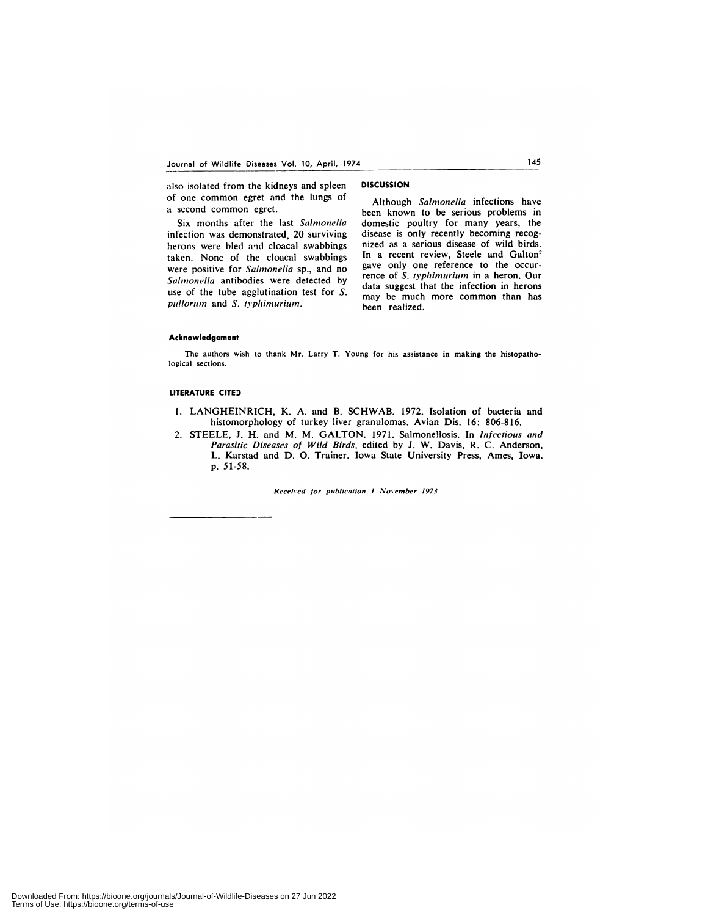also isolated from the kidneys and spleen of one common egret and the lungs of a second common egret.

Six months after the last *Salmonella* infection was demonstrated, 20 surviving herons were bled and cloacal swabbings taken. None of the cloacal swabbings were positive for *Salmonella* sp., and no *Salmonella* antibodies were detected by use of the tube agglutination test for *S. pullorum* and *S. typhimurium*.

## DISCUSSION

Although *Salmonella* infections have been known to be serious problems in domestic poultry for many years, the disease is only recently becoming recognized as a serious disease of wild birds. In a recent review, Steele and Galton[2] gave only one reference to the occurrence of *S. typhimurium* in a heron. Our data suggest that the infection in herons may be much more common than has been realized.

#### Acknowledgement

The authors wish to thank Mr. Larry T. Young for his assistance in making the histopathological sections.

## LITERATURE CITED

1. LANGHEINRICH, K. A. and B. SCHWAB. 1972. Isolation of bacteria and histomorphology of turkey liver granulomas. Avian Dis. 16: 806-816.
2. STEELE, J. H. and M. M. GALTON. 1971. Salmonellosis. In *Infectious and Parasitic Diseases of Wild Birds*, edited by J. W. Davis, R. C. Anderson, L. Karstad and D. O. Trainer. Iowa State University Press, Ames, Iowa. p. 51-58.

*Received for publication 1 November 1973*